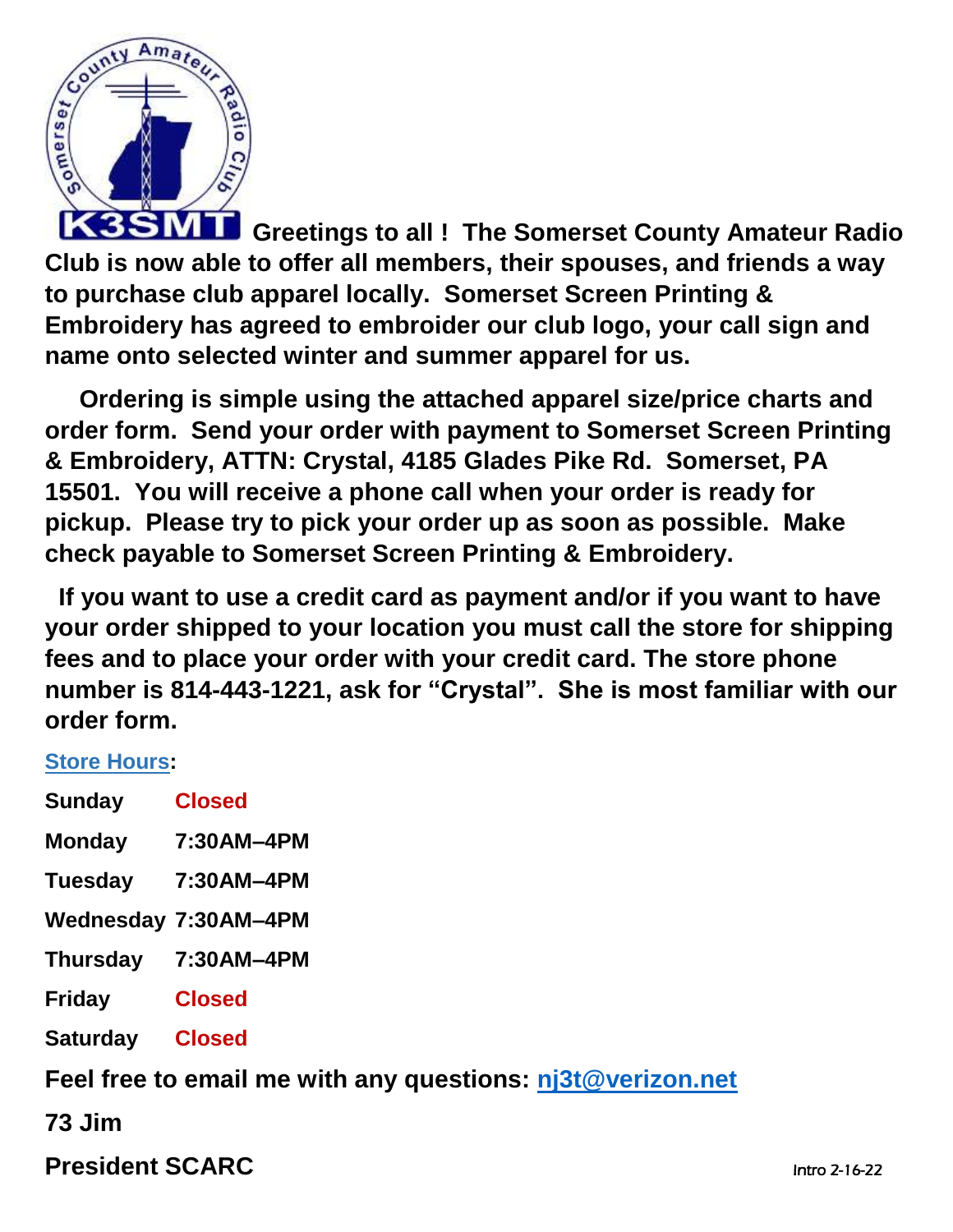**K3SMT** **Greetings to all ! The Somerset County Amateur Radio Club is now able to offer all members, their spouses, and friends a way to purchase club apparel locally. Somerset Screen Printing & Embroidery has agreed to embroider our club logo, your call sign and name onto selected winter and summer apparel for us.**

**Ordering is simple using the attached apparel size/price charts and order form. Send your order with payment to Somerset Screen Printing & Embroidery, ATTN: Crystal, 4185 Glades Pike Rd. Somerset, PA 15501. You will receive a phone call when your order is ready for pickup. Please try to pick your order up as soon as possible. Make check payable to Somerset Screen Printing & Embroidery.**

**If you want to use a credit card as payment and/or if you want to have your order shipped to your location you must call the store for shipping fees and to place your order with your credit card. The store phone number is 814-443-1221, ask for "Crystal". She is most familiar with our order form.**

**Store Hours:**

| | |
|---|---|
| **Sunday** | **Closed** |
| **Monday** | **7:30AM–4PM** |
| **Tuesday** | **7:30AM–4PM** |
| **Wednesday** | **7:30AM–4PM** |
| **Thursday** | **7:30AM–4PM** |
| **Friday** | **Closed** |
| **Saturday** | **Closed** |

**Feel free to email me with any questions: nj3t@verizon.net**

**73 Jim**

**President SCARC**

Intro 2-16-22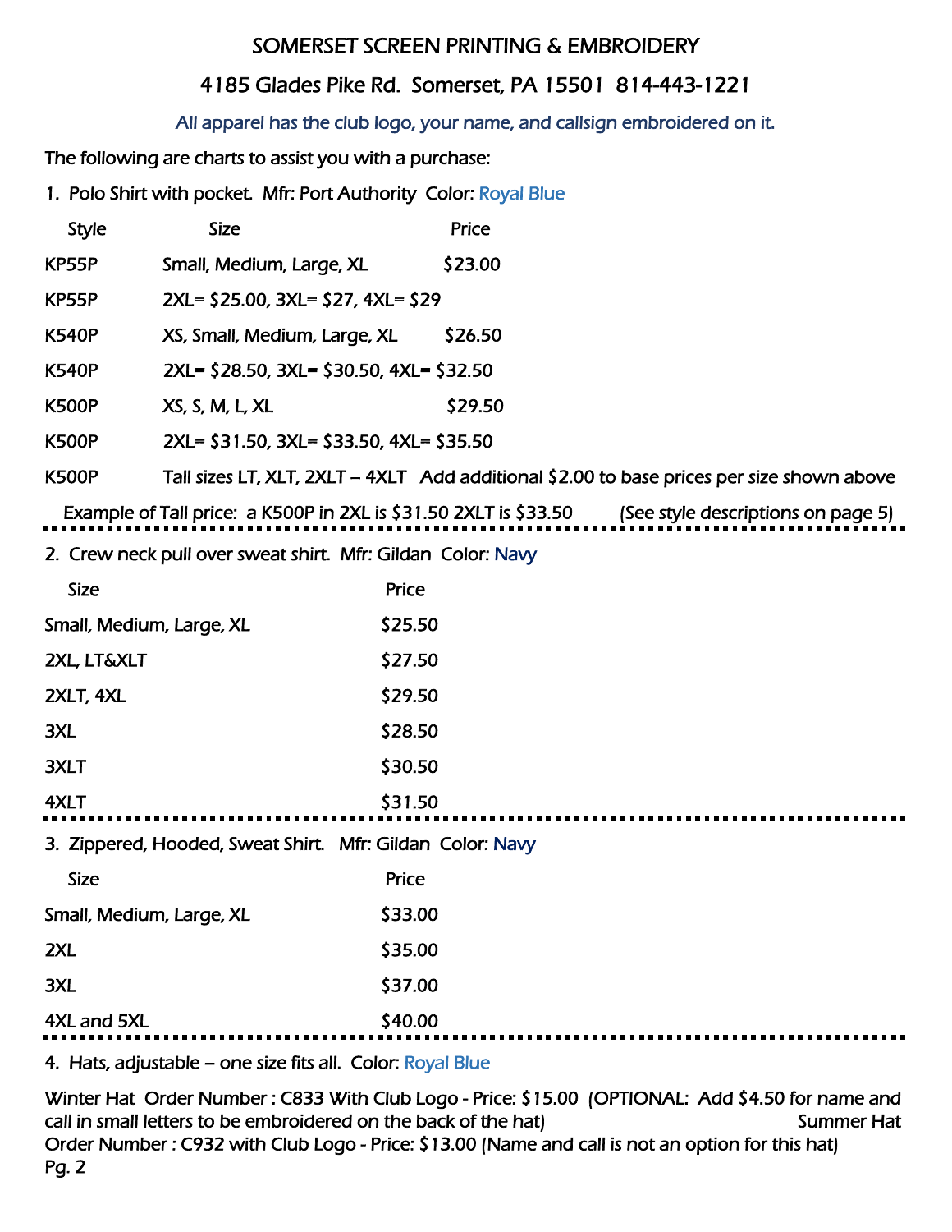# SOMERSET SCREEN PRINTING & EMBROIDERY

## 4185 Glades Pike Rd. Somerset, PA 15501 814-443-1221

All apparel has the club logo, your name, and callsign embroidered on it.

The following are charts to assist you with a purchase:

1. Polo Shirt with pocket. Mfr: Port Authority Color: Royal Blue

| Style | Size | Price |
|---|---|---|
| KP55P | Small, Medium, Large, XL | $23.00 |
| KP55P | 2XL= $25.00, 3XL= $27, 4XL= $29 | |
| K540P | XS, Small, Medium, Large, XL | $26.50 |
| K540P | 2XL= $28.50, 3XL= $30.50, 4XL= $32.50 | |
| K500P | XS, S, M, L, XL | $29.50 |
| K500P | 2XL= $31.50, 3XL= $33.50, 4XL= $35.50 | |
| K500P | Tall sizes LT, XLT, 2XLT – 4XLT Add additional $2.00 to base prices per size shown above | |

Example of Tall price: a K500P in 2XL is $31.50 2XLT is $33.50 (See style descriptions on page 5)

---

2. Crew neck pull over sweat shirt. Mfr: Gildan Color: Navy

| Size | Price |
|---|---|
| Small, Medium, Large, XL | $25.50 |
| 2XL, LT&XLT | $27.50 |
| 2XLT, 4XL | $29.50 |
| 3XL | $28.50 |
| 3XLT | $30.50 |
| 4XLT | $31.50 |

---

3. Zippered, Hooded, Sweat Shirt. Mfr: Gildan Color: Navy

| Size | Price |
|---|---|
| Small, Medium, Large, XL | $33.00 |
| 2XL | $35.00 |
| 3XL | $37.00 |
| 4XL and 5XL | $40.00 |

---

4. Hats, adjustable – one size fits all. Color: Royal Blue

Winter Hat Order Number : C833 With Club Logo - Price: $15.00 (OPTIONAL: Add $4.50 for name and call in small letters to be embroidered on the back of the hat)

Summer Hat Order Number : C932 with Club Logo - Price: $13.00 (Name and call is not an option for this hat)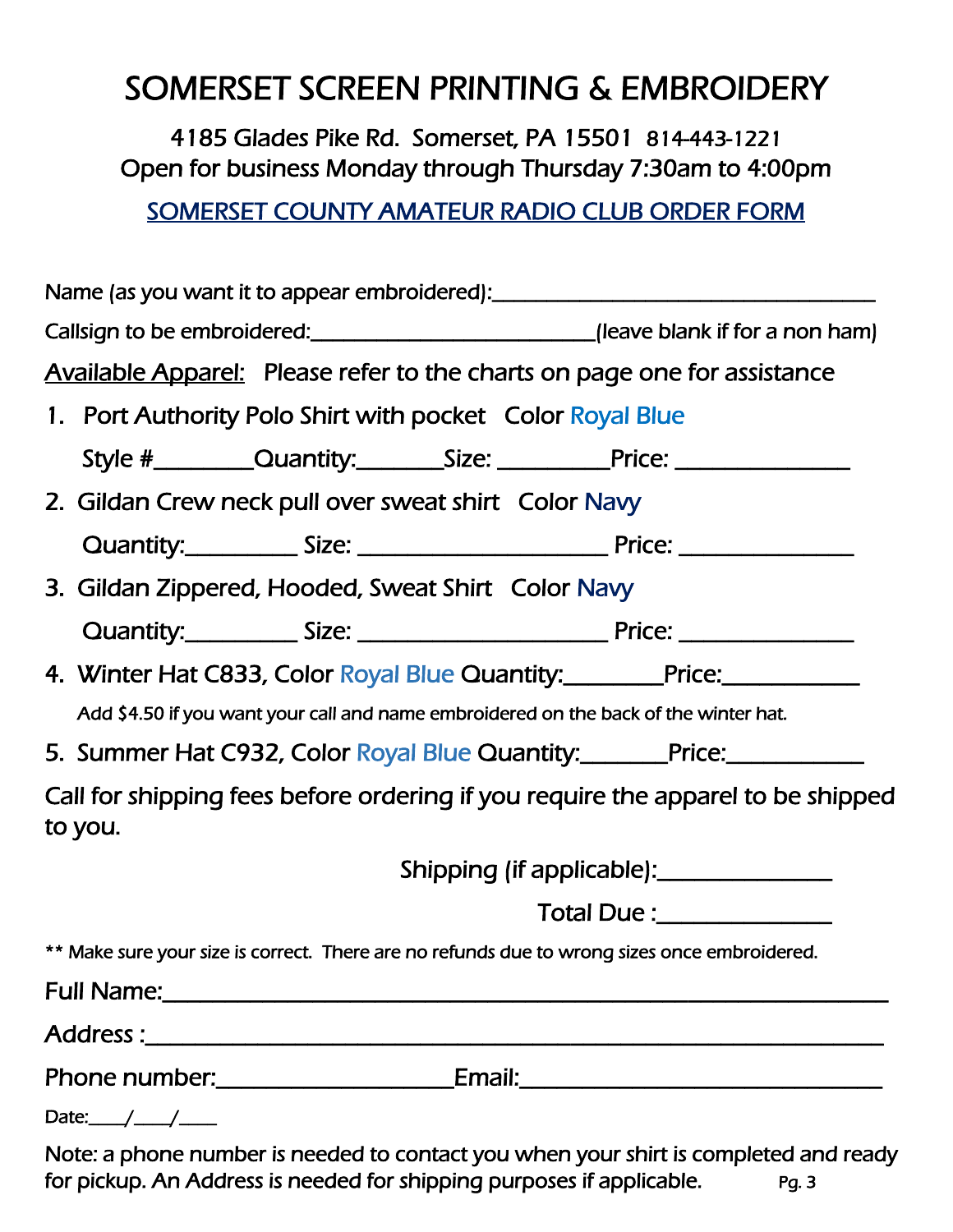# SOMERSET SCREEN PRINTING & EMBROIDERY

4185 Glades Pike Rd. Somerset, PA 15501 814-443-1221
Open for business Monday through Thursday 7:30am to 4:00pm

## SOMERSET COUNTY AMATEUR RADIO CLUB ORDER FORM

Name (as you want it to appear embroidered):___________________________________

Callsign to be embroidered:__________________________(leave blank if for a non ham)

Available Apparel: Please refer to the charts on page one for assistance

1. Port Authority Polo Shirt with pocket Color Royal Blue

   Style #________Quantity:_______Size: _________Price: _______________

2. Gildan Crew neck pull over sweat shirt Color Navy

   Quantity:_________ Size: _____________________ Price: _______________

3. Gildan Zippered, Hooded, Sweat Shirt Color Navy

   Quantity:_________ Size: _____________________ Price: _______________

4. Winter Hat C833, Color Royal Blue Quantity:________Price:____________

   Add $4.50 if you want your call and name embroidered on the back of the winter hat.

5. Summer Hat C932, Color Royal Blue Quantity:_______Price:____________

*Call for shipping fees before ordering if you require the apparel to be shipped to you.*

Shipping (if applicable):_______________

Total Due :_______________

** Make sure your size is correct. There are no refunds due to wrong sizes once embroidered.

Full Name:_______________________________________________________________

Address :________________________________________________________________

Phone number:____________________Email:______________________________

Date:____/____/____

Note: a phone number is needed to contact you when your shirt is completed and ready for pickup. An Address is needed for shipping purposes if applicable.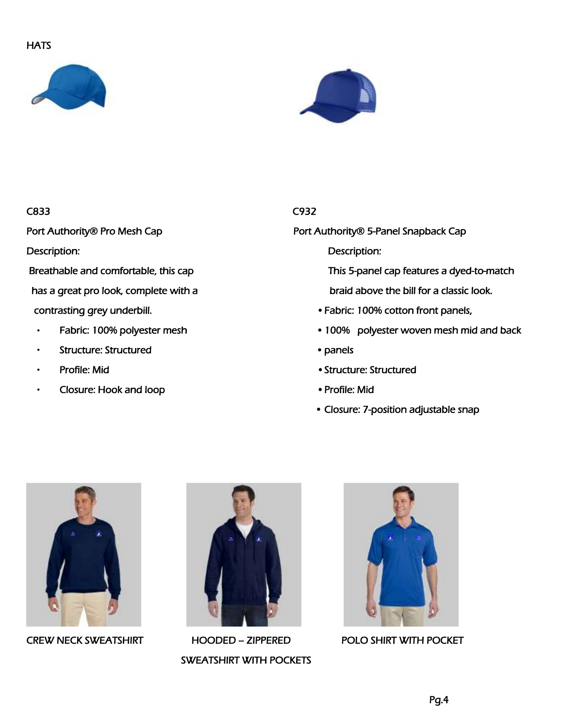# HATS

C833

Port Authority® Pro Mesh Cap

Description:

Breathable and comfortable, this cap has a great pro look, complete with a contrasting grey underbill.

- Fabric: 100% polyester mesh
- Structure: Structured
- Profile: Mid
- Closure: Hook and loop

C932

Port Authority® 5-Panel Snapback Cap

Description:

This 5-panel cap features a dyed-to-match braid above the bill for a classic look.

- Fabric: 100% cotton front panels,
- 100% polyester woven mesh mid and back
- panels
- Structure: Structured
- Profile: Mid
- Closure: 7-position adjustable snap

CREW NECK SWEATSHIRT

HOODED – ZIPPERED SWEATSHIRT WITH POCKETS

POLO SHIRT WITH POCKET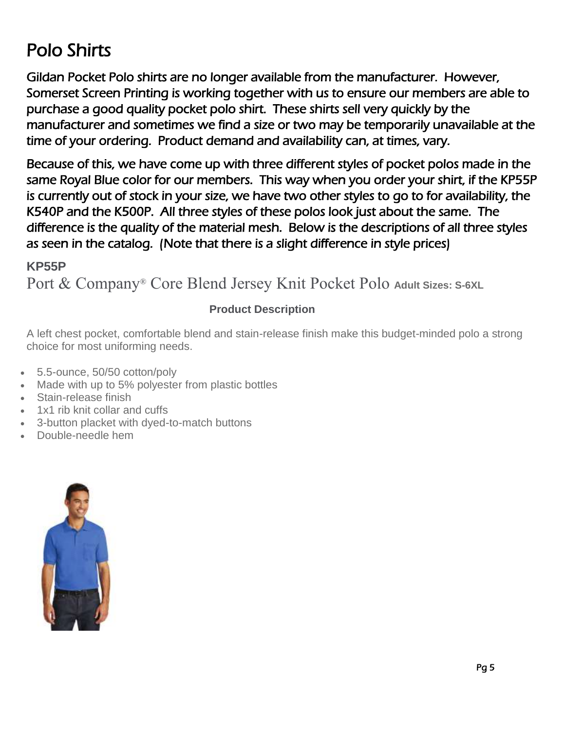# Polo Shirts

Gildan Pocket Polo shirts are no longer available from the manufacturer. However, Somerset Screen Printing is working together with us to ensure our members are able to purchase a good quality pocket polo shirt. These shirts sell very quickly by the manufacturer and sometimes we find a size or two may be temporarily unavailable at the time of your ordering. Product demand and availability can, at times, vary.

Because of this, we have come up with three different styles of pocket polos made in the same Royal Blue color for our members. This way when you order your shirt, if the KP55P is currently out of stock in your size, we have two other styles to go to for availability, the K540P and the K500P. All three styles of these polos look just about the same. The difference is the quality of the material mesh. Below is the descriptions of all three styles as seen in the catalog. (Note that there is a slight difference in style prices)

**KP55P**

## Port & Company® Core Blend Jersey Knit Pocket Polo **Adult Sizes: S-6XL**

**Product Description**

A left chest pocket, comfortable blend and stain-release finish make this budget-minded polo a strong choice for most uniforming needs.

- 5.5-ounce, 50/50 cotton/poly
- Made with up to 5% polyester from plastic bottles
- Stain-release finish
- 1x1 rib knit collar and cuffs
- 3-button placket with dyed-to-match buttons
- Double-needle hem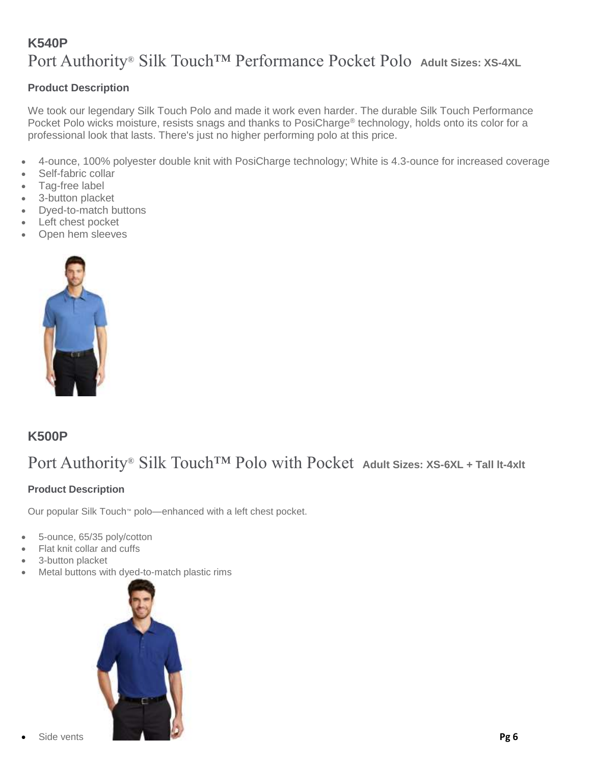## K540P

# Port Authority® Silk Touch™ Performance Pocket Polo **Adult Sizes: XS-4XL**

**Product Description**

We took our legendary Silk Touch Polo and made it work even harder. The durable Silk Touch Performance Pocket Polo wicks moisture, resists snags and thanks to PosiCharge® technology, holds onto its color for a professional look that lasts. There's just no higher performing polo at this price.

- 4-ounce, 100% polyester double knit with PosiCharge technology; White is 4.3-ounce for increased coverage
- Self-fabric collar
- Tag-free label
- 3-button placket
- Dyed-to-match buttons
- Left chest pocket
- Open hem sleeves

## K500P

# Port Authority® Silk Touch™ Polo with Pocket **Adult Sizes: XS-6XL + Tall lt-4xlt**

**Product Description**

Our popular Silk Touch™ polo—enhanced with a left chest pocket.

- 5-ounce, 65/35 poly/cotton
- Flat knit collar and cuffs
- 3-button placket
- Metal buttons with dyed-to-match plastic rims
- Side vents